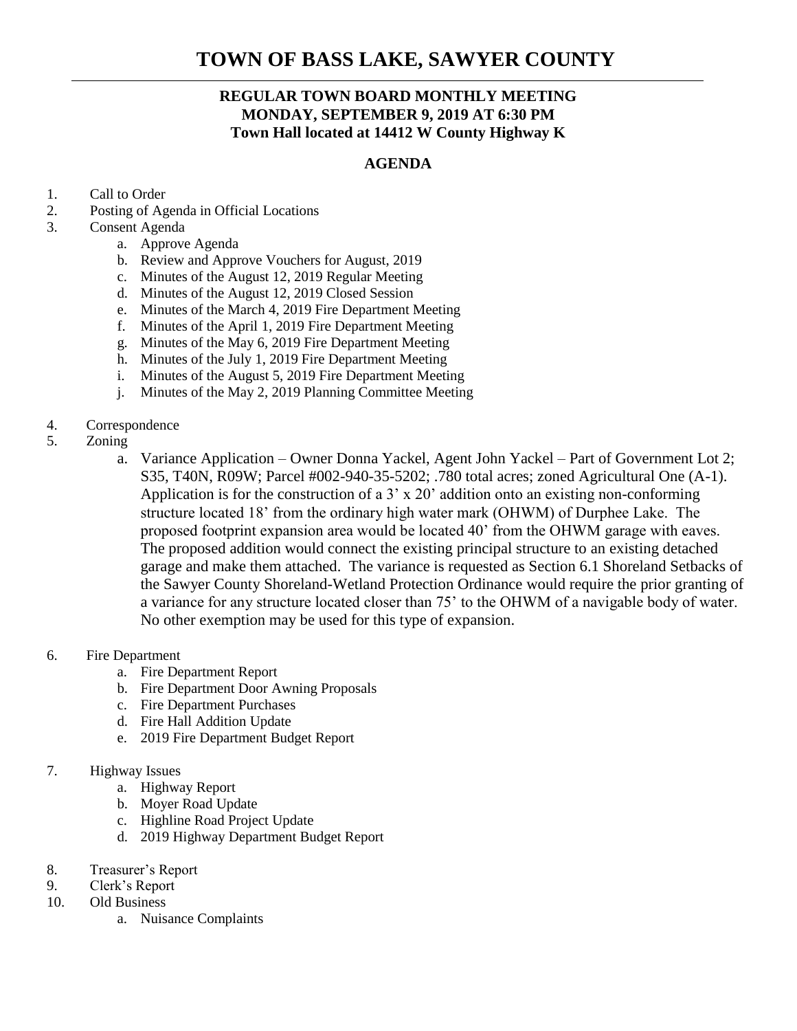# TOWN OF BASS LAKE, SAWYER COUNTY

**REGULAR TOWN BOARD MONTHLY MEETING**
**MONDAY, SEPTEMBER 9, 2019 AT 6:30 PM**
**Town Hall located at 14412 W County Highway K**

## AGENDA

1. Call to Order
2. Posting of Agenda in Official Locations
3. Consent Agenda
   a. Approve Agenda
   b. Review and Approve Vouchers for August, 2019
   c. Minutes of the August 12, 2019 Regular Meeting
   d. Minutes of the August 12, 2019 Closed Session
   e. Minutes of the March 4, 2019 Fire Department Meeting
   f. Minutes of the April 1, 2019 Fire Department Meeting
   g. Minutes of the May 6, 2019 Fire Department Meeting
   h. Minutes of the July 1, 2019 Fire Department Meeting
   i. Minutes of the August 5, 2019 Fire Department Meeting
   j. Minutes of the May 2, 2019 Planning Committee Meeting
4. Correspondence
5. Zoning
   a. Variance Application – Owner Donna Yackel, Agent John Yackel – Part of Government Lot 2; S35, T40N, R09W; Parcel #002-940-35-5202; .780 total acres; zoned Agricultural One (A-1). Application is for the construction of a 3' x 20' addition onto an existing non-conforming structure located 18' from the ordinary high water mark (OHWM) of Durphee Lake. The proposed footprint expansion area would be located 40' from the OHWM garage with eaves. The proposed addition would connect the existing principal structure to an existing detached garage and make them attached. The variance is requested as Section 6.1 Shoreland Setbacks of the Sawyer County Shoreland-Wetland Protection Ordinance would require the prior granting of a variance for any structure located closer than 75' to the OHWM of a navigable body of water. No other exemption may be used for this type of expansion.
6. Fire Department
   a. Fire Department Report
   b. Fire Department Door Awning Proposals
   c. Fire Department Purchases
   d. Fire Hall Addition Update
   e. 2019 Fire Department Budget Report
7. Highway Issues
   a. Highway Report
   b. Moyer Road Update
   c. Highline Road Project Update
   d. 2019 Highway Department Budget Report
8. Treasurer's Report
9. Clerk's Report
10. Old Business
    a. Nuisance Complaints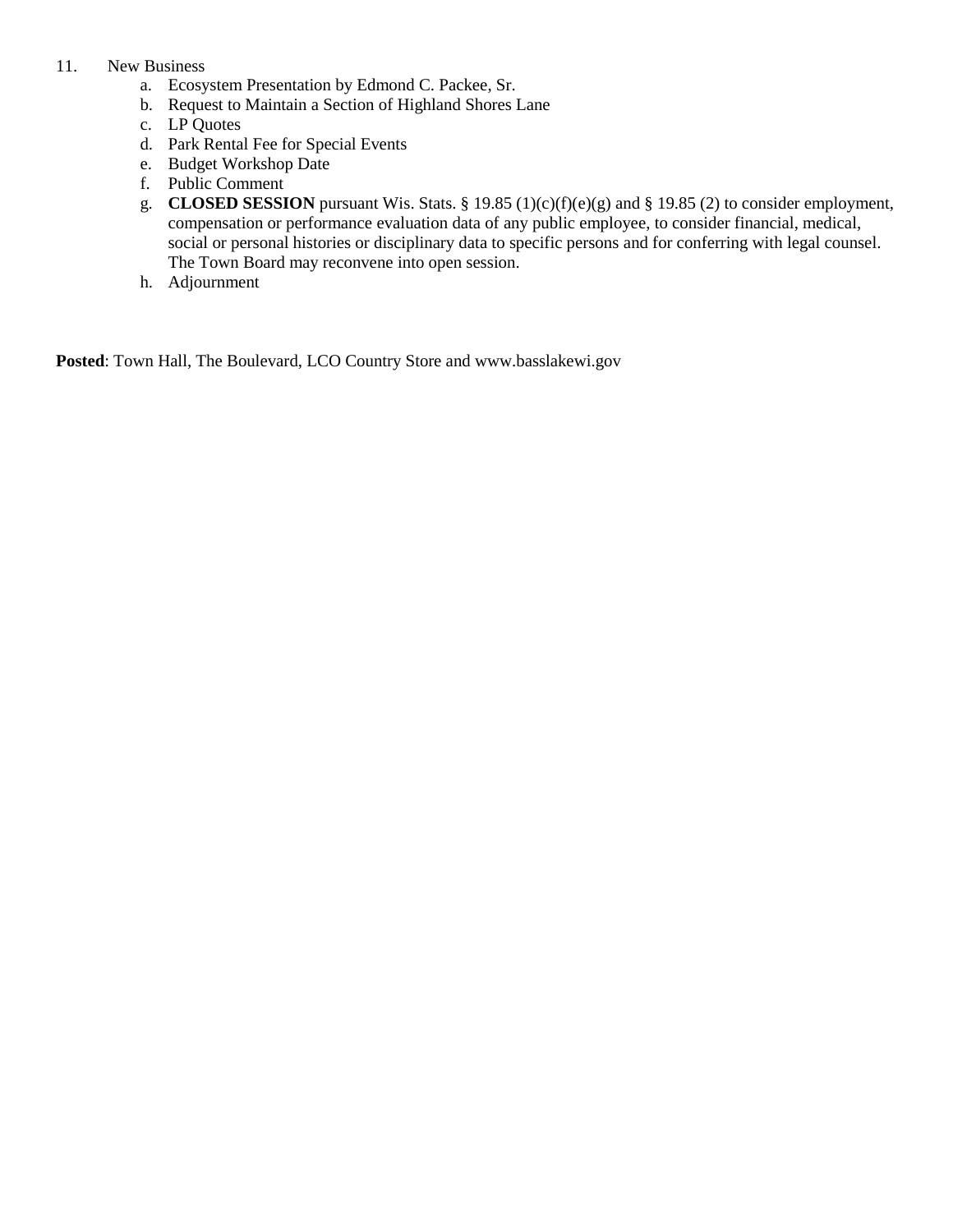11. New Business
    a. Ecosystem Presentation by Edmond C. Packee, Sr.
    b. Request to Maintain a Section of Highland Shores Lane
    c. LP Quotes
    d. Park Rental Fee for Special Events
    e. Budget Workshop Date
    f. Public Comment
    g. **CLOSED SESSION** pursuant Wis. Stats. § 19.85 (1)(c)(f)(e)(g) and § 19.85 (2) to consider employment, compensation or performance evaluation data of any public employee, to consider financial, medical, social or personal histories or disciplinary data to specific persons and for conferring with legal counsel. The Town Board may reconvene into open session.
    h. Adjournment

**Posted**: Town Hall, The Boulevard, LCO Country Store and www.basslakewi.gov